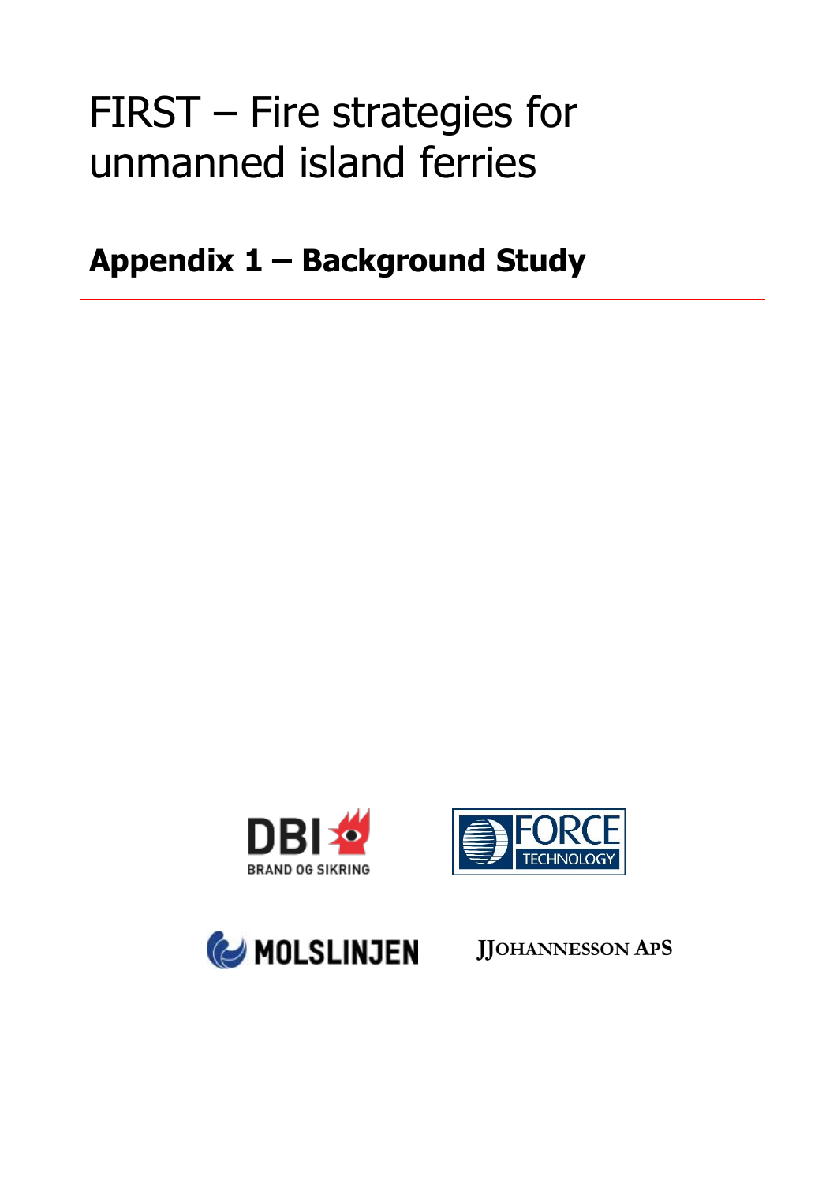# FIRST – Fire strategies for unmanned island ferries

## Appendix 1 – Background Study

---

DBI BRAND OG SIKRING

FORCE TECHNOLOGY

MOLSLINJEN

JJOHANNESSON APS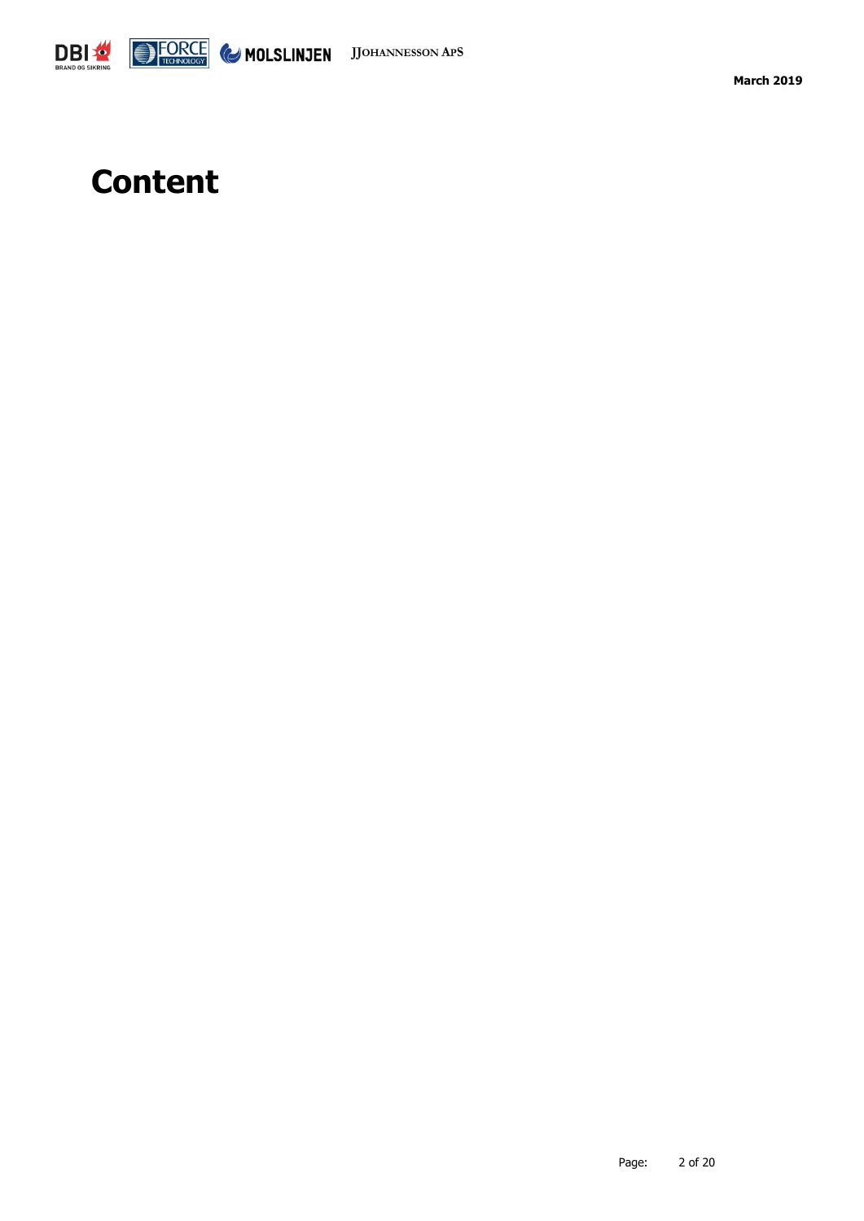# Content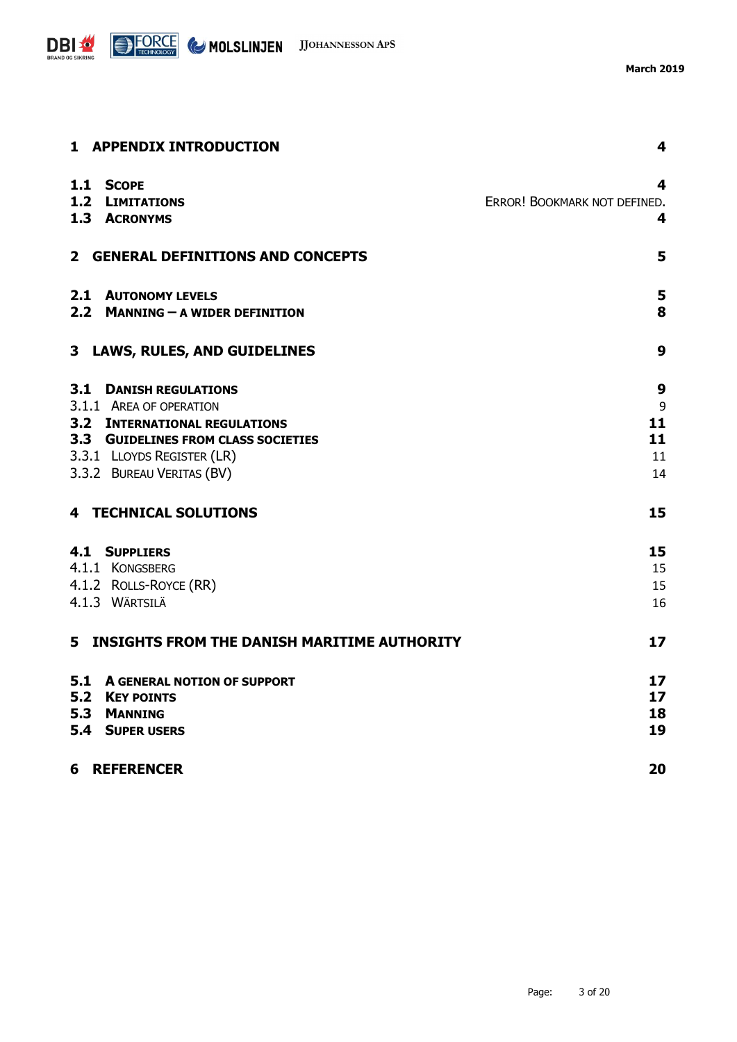| | |
|---|---|
| **1 APPENDIX INTRODUCTION** | **4** |
| **1.1 SCOPE** | **4** |
| **1.2 LIMITATIONS** | ERROR! BOOKMARK NOT DEFINED. |
| **1.3 ACRONYMS** | **4** |
| **2 GENERAL DEFINITIONS AND CONCEPTS** | **5** |
| **2.1 AUTONOMY LEVELS** | **5** |
| **2.2 MANNING – A WIDER DEFINITION** | **8** |
| **3 LAWS, RULES, AND GUIDELINES** | **9** |
| **3.1 DANISH REGULATIONS** | **9** |
| 3.1.1 AREA OF OPERATION | 9 |
| **3.2 INTERNATIONAL REGULATIONS** | **11** |
| **3.3 GUIDELINES FROM CLASS SOCIETIES** | **11** |
| 3.3.1 LLOYDS REGISTER (LR) | 11 |
| 3.3.2 BUREAU VERITAS (BV) | 14 |
| **4 TECHNICAL SOLUTIONS** | **15** |
| **4.1 SUPPLIERS** | **15** |
| 4.1.1 KONGSBERG | 15 |
| 4.1.2 ROLLS-ROYCE (RR) | 15 |
| 4.1.3 WÄRTSILÄ | 16 |
| **5 INSIGHTS FROM THE DANISH MARITIME AUTHORITY** | **17** |
| **5.1 A GENERAL NOTION OF SUPPORT** | **17** |
| **5.2 KEY POINTS** | **17** |
| **5.3 MANNING** | **18** |
| **5.4 SUPER USERS** | **19** |
| **6 REFERENCER** | **20** |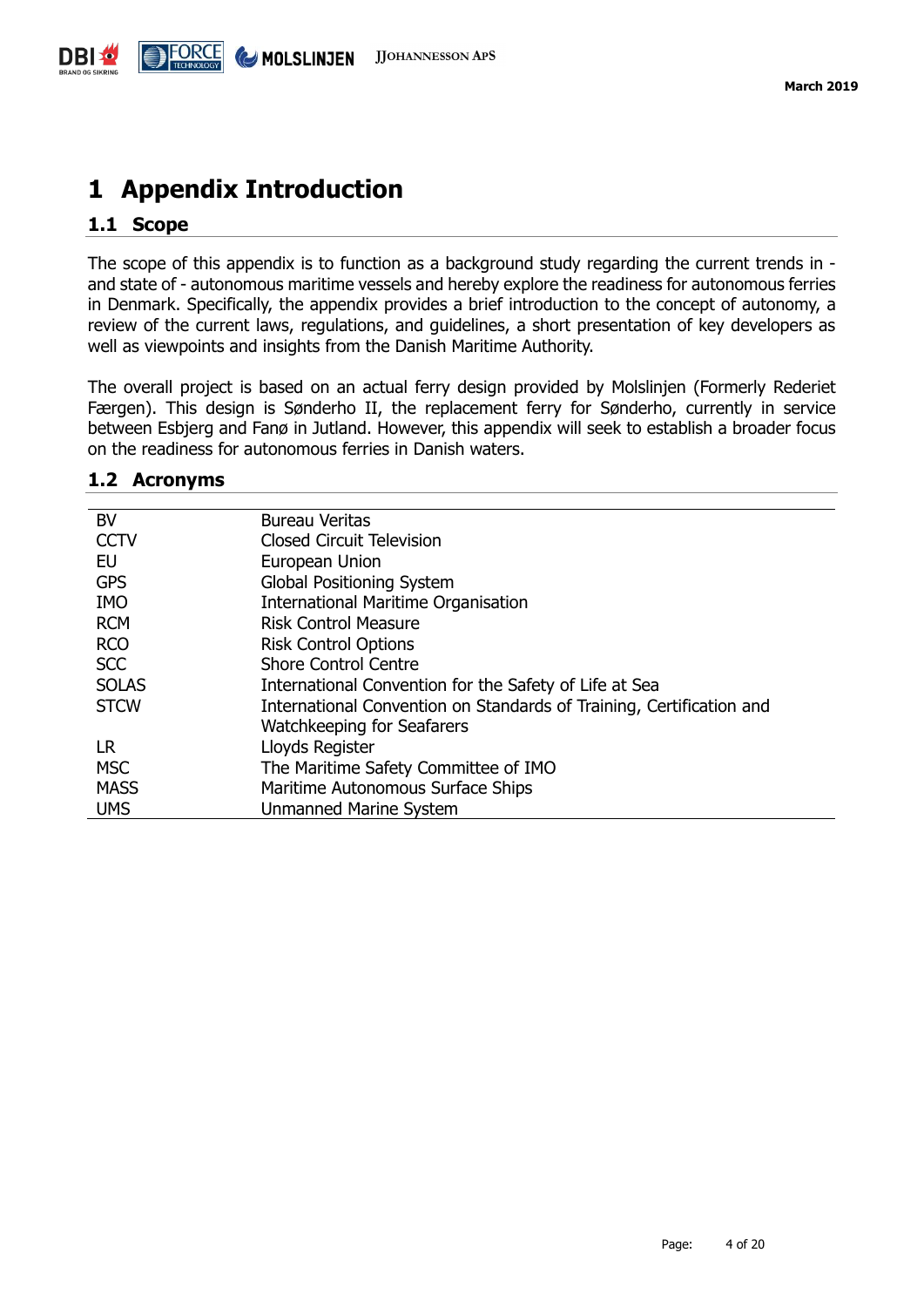# 1 Appendix Introduction

## 1.1 Scope

The scope of this appendix is to function as a background study regarding the current trends in - and state of - autonomous maritime vessels and hereby explore the readiness for autonomous ferries in Denmark. Specifically, the appendix provides a brief introduction to the concept of autonomy, a review of the current laws, regulations, and guidelines, a short presentation of key developers as well as viewpoints and insights from the Danish Maritime Authority.

The overall project is based on an actual ferry design provided by Molslinjen (Formerly Rederiet Færgen). This design is Sønderho II, the replacement ferry for Sønderho, currently in service between Esbjerg and Fanø in Jutland. However, this appendix will seek to establish a broader focus on the readiness for autonomous ferries in Danish waters.

## 1.2 Acronyms

| | |
|---|---|
| BV | Bureau Veritas |
| CCTV | Closed Circuit Television |
| EU | European Union |
| GPS | Global Positioning System |
| IMO | International Maritime Organisation |
| RCM | Risk Control Measure |
| RCO | Risk Control Options |
| SCC | Shore Control Centre |
| SOLAS | International Convention for the Safety of Life at Sea |
| STCW | International Convention on Standards of Training, Certification and Watchkeeping for Seafarers |
| LR | Lloyds Register |
| MSC | The Maritime Safety Committee of IMO |
| MASS | Maritime Autonomous Surface Ships |
| UMS | Unmanned Marine System |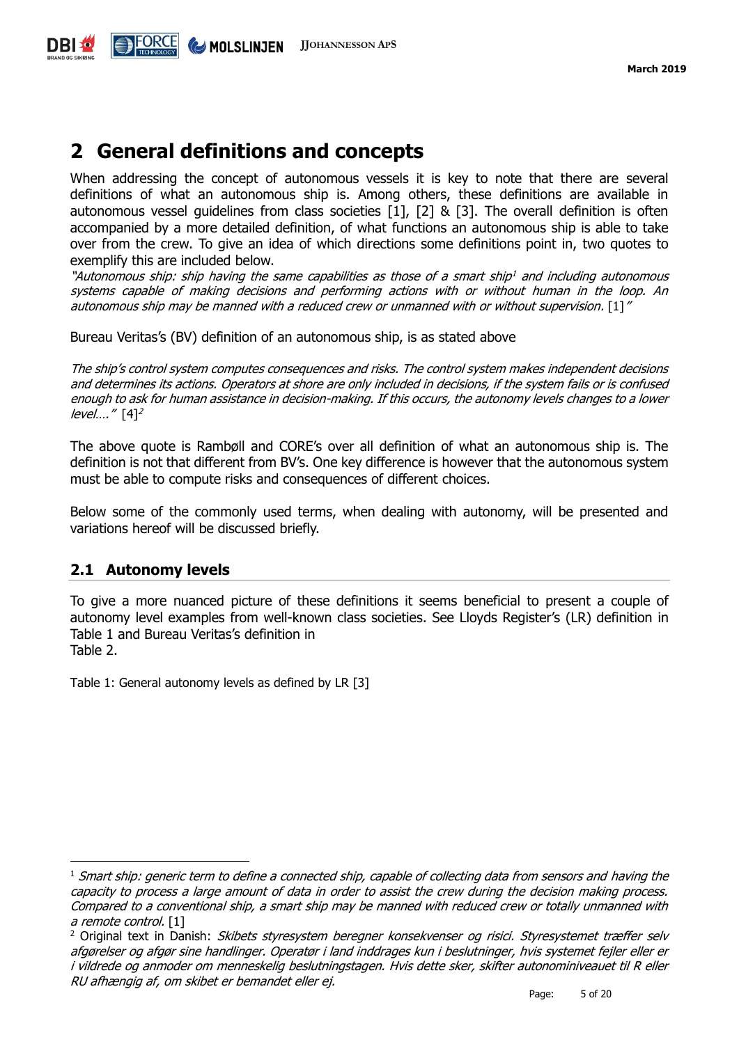# 2 General definitions and concepts

When addressing the concept of autonomous vessels it is key to note that there are several definitions of what an autonomous ship is. Among others, these definitions are available in autonomous vessel guidelines from class societies [1], [2] & [3]. The overall definition is often accompanied by a more detailed definition, of what functions an autonomous ship is able to take over from the crew. To give an idea of which directions some definitions point in, two quotes to exemplify this are included below.

*"Autonomous ship: ship having the same capabilities as those of a smart ship[1] and including autonomous systems capable of making decisions and performing actions with or without human in the loop. An autonomous ship may be manned with a reduced crew or unmanned with or without supervision.* [1]*"*

Bureau Veritas's (BV) definition of an autonomous ship, is as stated above

*The ship's control system computes consequences and risks. The control system makes independent decisions and determines its actions. Operators at shore are only included in decisions, if the system fails or is confused enough to ask for human assistance in decision-making. If this occurs, the autonomy levels changes to a lower level…."* [4][2]

The above quote is Rambøll and CORE's over all definition of what an autonomous ship is. The definition is not that different from BV's. One key difference is however that the autonomous system must be able to compute risks and consequences of different choices.

Below some of the commonly used terms, when dealing with autonomy, will be presented and variations hereof will be discussed briefly.

## 2.1 Autonomy levels

To give a more nuanced picture of these definitions it seems beneficial to present a couple of autonomy level examples from well-known class societies. See Lloyds Register's (LR) definition in Table 1 and Bureau Veritas's definition in
Table 2.

Table 1: General autonomy levels as defined by LR [3]

---

[1] *Smart ship: generic term to define a connected ship, capable of collecting data from sensors and having the capacity to process a large amount of data in order to assist the crew during the decision making process. Compared to a conventional ship, a smart ship may be manned with reduced crew or totally unmanned with a remote control.* [1]

[2] Original text in Danish: *Skibets styresystem beregner konsekvenser og risici. Styresystemet træffer selv afgørelser og afgør sine handlinger. Operatør i land inddrages kun i beslutninger, hvis systemet fejler eller er i vildrede og anmoder om menneskelig beslutningstagen. Hvis dette sker, skifter autonominiveauet til R eller RU afhængig af, om skibet er bemandet eller ej.*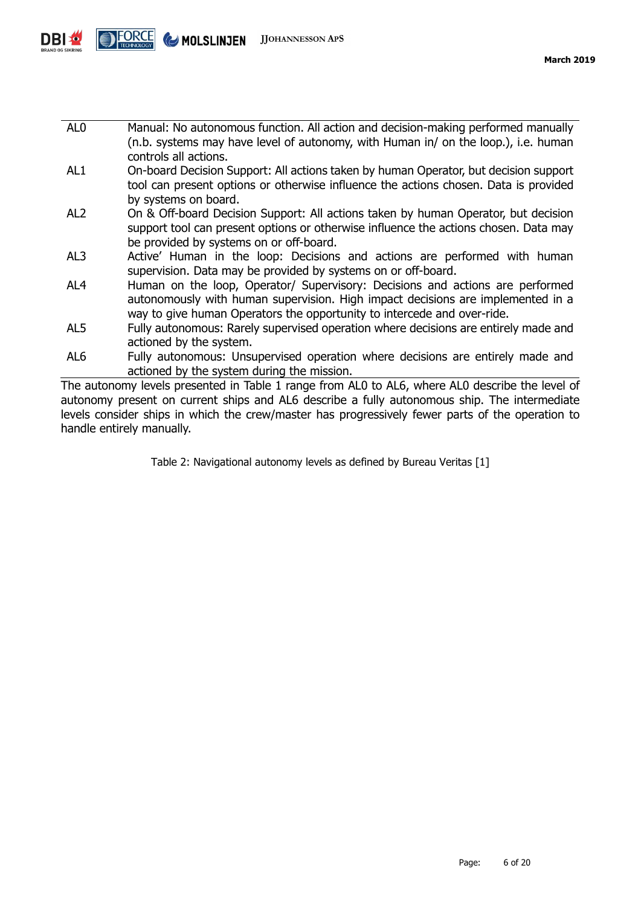| | |
|---|---|
| AL0 | Manual: No autonomous function. All action and decision-making performed manually (n.b. systems may have level of autonomy, with Human in/ on the loop.), i.e. human controls all actions. |
| AL1 | On-board Decision Support: All actions taken by human Operator, but decision support tool can present options or otherwise influence the actions chosen. Data is provided by systems on board. |
| AL2 | On & Off-board Decision Support: All actions taken by human Operator, but decision support tool can present options or otherwise influence the actions chosen. Data may be provided by systems on or off-board. |
| AL3 | Active' Human in the loop: Decisions and actions are performed with human supervision. Data may be provided by systems on or off-board. |
| AL4 | Human on the loop, Operator/ Supervisory: Decisions and actions are performed autonomously with human supervision. High impact decisions are implemented in a way to give human Operators the opportunity to intercede and over-ride. |
| AL5 | Fully autonomous: Rarely supervised operation where decisions are entirely made and actioned by the system. |
| AL6 | Fully autonomous: Unsupervised operation where decisions are entirely made and actioned by the system during the mission. |

The autonomy levels presented in Table 1 range from AL0 to AL6, where AL0 describe the level of autonomy present on current ships and AL6 describe a fully autonomous ship. The intermediate levels consider ships in which the crew/master has progressively fewer parts of the operation to handle entirely manually.

Table 2: Navigational autonomy levels as defined by Bureau Veritas [1]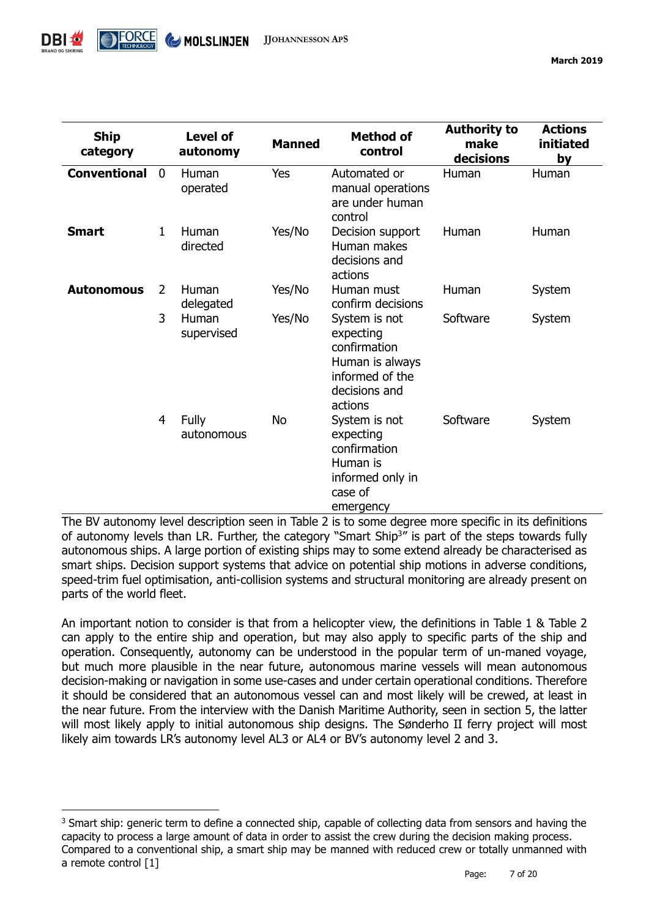| Ship category | | Level of autonomy | Manned | Method of control | Authority to make decisions | Actions initiated by |
|---|---|---|---|---|---|---|
| **Conventional** | 0 | Human operated | Yes | Automated or manual operations are under human control | Human | Human |
| **Smart** | 1 | Human directed | Yes/No | Decision support Human makes decisions and actions | Human | Human |
| **Autonomous** | 2 | Human delegated | Yes/No | Human must confirm decisions | Human | System |
| | 3 | Human supervised | Yes/No | System is not expecting confirmation Human is always informed of the decisions and actions | Software | System |
| | 4 | Fully autonomous | No | System is not expecting confirmation Human is informed only in case of emergency | Software | System |

The BV autonomy level description seen in Table 2 is to some degree more specific in its definitions of autonomy levels than LR. Further, the category "Smart Ship[3]" is part of the steps towards fully autonomous ships. A large portion of existing ships may to some extend already be characterised as smart ships. Decision support systems that advice on potential ship motions in adverse conditions, speed-trim fuel optimisation, anti-collision systems and structural monitoring are already present on parts of the world fleet.

An important notion to consider is that from a helicopter view, the definitions in Table 1 & Table 2 can apply to the entire ship and operation, but may also apply to specific parts of the ship and operation. Consequently, autonomy can be understood in the popular term of un-maned voyage, but much more plausible in the near future, autonomous marine vessels will mean autonomous decision-making or navigation in some use-cases and under certain operational conditions. Therefore it should be considered that an autonomous vessel can and most likely will be crewed, at least in the near future. From the interview with the Danish Maritime Authority, seen in section 5, the latter will most likely apply to initial autonomous ship designs. The Sønderho II ferry project will most likely aim towards LR's autonomy level AL3 or AL4 or BV's autonomy level 2 and 3.

[3] Smart ship: generic term to define a connected ship, capable of collecting data from sensors and having the capacity to process a large amount of data in order to assist the crew during the decision making process. Compared to a conventional ship, a smart ship may be manned with reduced crew or totally unmanned with a remote control [1]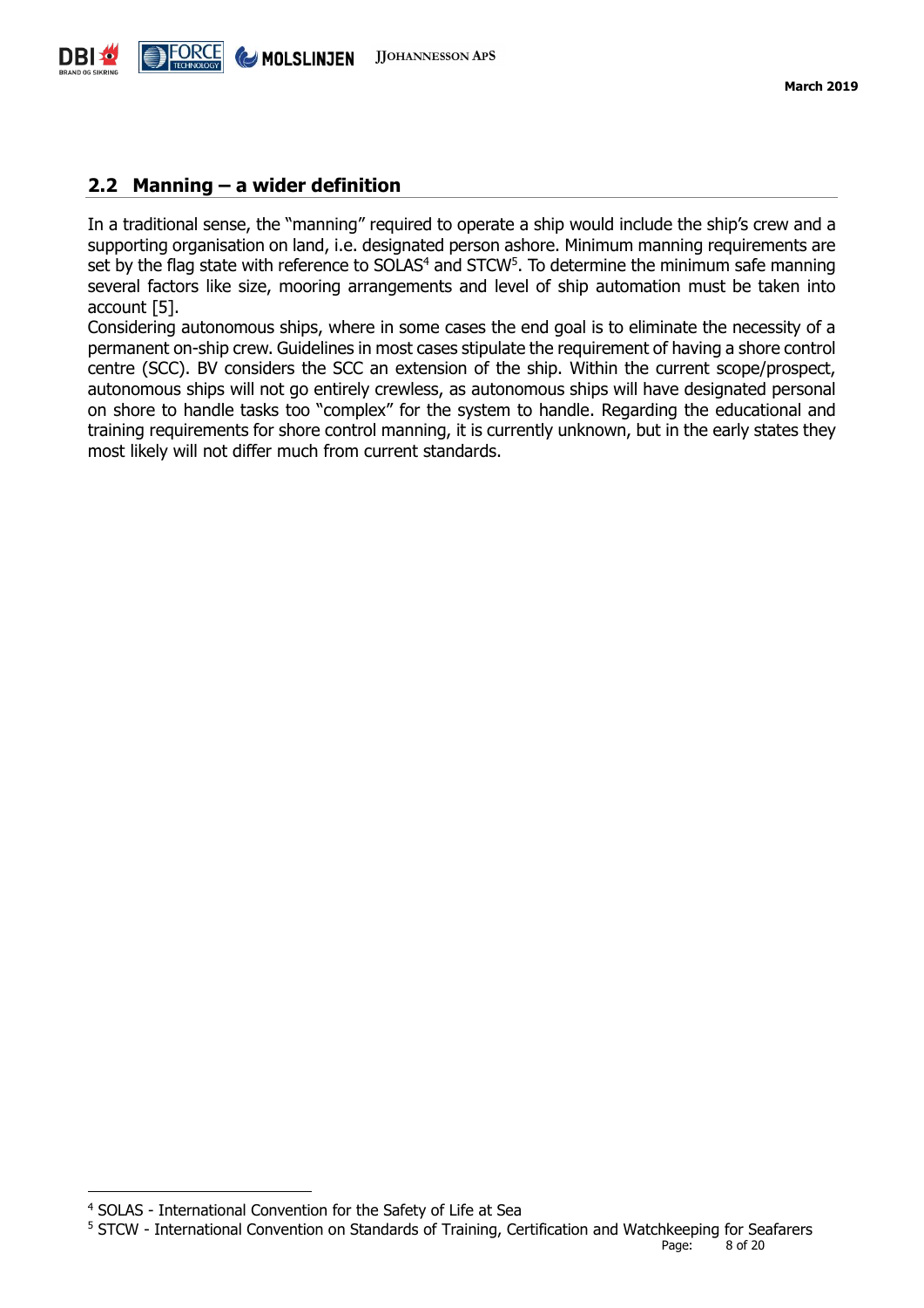## 2.2 Manning – a wider definition

In a traditional sense, the "manning" required to operate a ship would include the ship's crew and a supporting organisation on land, i.e. designated person ashore. Minimum manning requirements are set by the flag state with reference to SOLAS[4] and STCW[5]. To determine the minimum safe manning several factors like size, mooring arrangements and level of ship automation must be taken into account [5].

Considering autonomous ships, where in some cases the end goal is to eliminate the necessity of a permanent on-ship crew. Guidelines in most cases stipulate the requirement of having a shore control centre (SCC). BV considers the SCC an extension of the ship. Within the current scope/prospect, autonomous ships will not go entirely crewless, as autonomous ships will have designated personal on shore to handle tasks too "complex" for the system to handle. Regarding the educational and training requirements for shore control manning, it is currently unknown, but in the early states they most likely will not differ much from current standards.

---

[4] SOLAS - International Convention for the Safety of Life at Sea

[5] STCW - International Convention on Standards of Training, Certification and Watchkeeping for Seafarers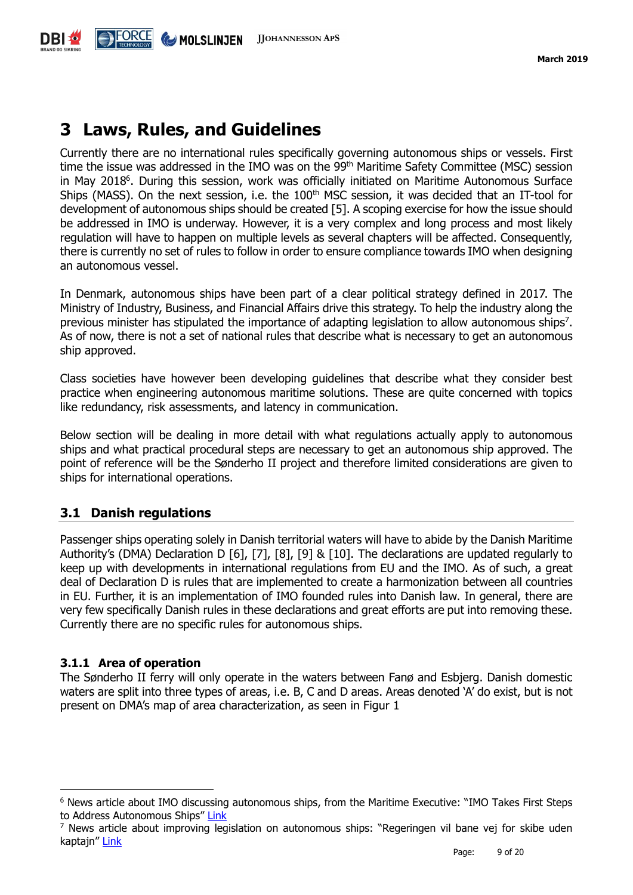# 3 Laws, Rules, and Guidelines

Currently there are no international rules specifically governing autonomous ships or vessels. First time the issue was addressed in the IMO was on the 99th Maritime Safety Committee (MSC) session in May 2018[6]. During this session, work was officially initiated on Maritime Autonomous Surface Ships (MASS). On the next session, i.e. the 100th MSC session, it was decided that an IT-tool for development of autonomous ships should be created [5]. A scoping exercise for how the issue should be addressed in IMO is underway. However, it is a very complex and long process and most likely regulation will have to happen on multiple levels as several chapters will be affected. Consequently, there is currently no set of rules to follow in order to ensure compliance towards IMO when designing an autonomous vessel.

In Denmark, autonomous ships have been part of a clear political strategy defined in 2017. The Ministry of Industry, Business, and Financial Affairs drive this strategy. To help the industry along the previous minister has stipulated the importance of adapting legislation to allow autonomous ships[7]. As of now, there is not a set of national rules that describe what is necessary to get an autonomous ship approved.

Class societies have however been developing guidelines that describe what they consider best practice when engineering autonomous maritime solutions. These are quite concerned with topics like redundancy, risk assessments, and latency in communication.

Below section will be dealing in more detail with what regulations actually apply to autonomous ships and what practical procedural steps are necessary to get an autonomous ship approved. The point of reference will be the Sønderho II project and therefore limited considerations are given to ships for international operations.

## 3.1 Danish regulations

Passenger ships operating solely in Danish territorial waters will have to abide by the Danish Maritime Authority's (DMA) Declaration D [6], [7], [8], [9] & [10]. The declarations are updated regularly to keep up with developments in international regulations from EU and the IMO. As of such, a great deal of Declaration D is rules that are implemented to create a harmonization between all countries in EU. Further, it is an implementation of IMO founded rules into Danish law. In general, there are very few specifically Danish rules in these declarations and great efforts are put into removing these. Currently there are no specific rules for autonomous ships.

### 3.1.1 Area of operation

The Sønderho II ferry will only operate in the waters between Fanø and Esbjerg. Danish domestic waters are split into three types of areas, i.e. B, C and D areas. Areas denoted 'A' do exist, but is not present on DMA's map of area characterization, as seen in Figur 1

---

[6] News article about IMO discussing autonomous ships, from the Maritime Executive: "IMO Takes First Steps to Address Autonomous Ships" Link

[7] News article about improving legislation on autonomous ships: "Regeringen vil bane vej for skibe uden kaptajn" Link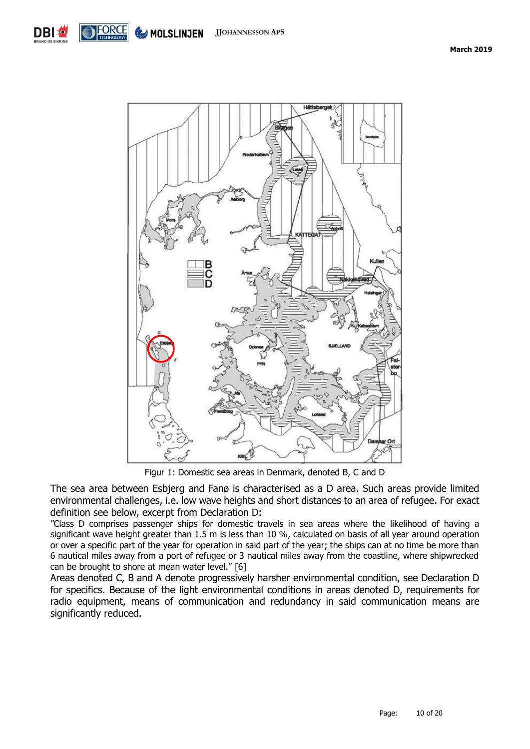Figur 1: Domestic sea areas in Denmark, denoted B, C and D

The sea area between Esbjerg and Fanø is characterised as a D area. Such areas provide limited environmental challenges, i.e. low wave heights and short distances to an area of refugee. For exact definition see below, excerpt from Declaration D:

"Class D comprises passenger ships for domestic travels in sea areas where the likelihood of having a significant wave height greater than 1.5 m is less than 10 %, calculated on basis of all year around operation or over a specific part of the year for operation in said part of the year; the ships can at no time be more than 6 nautical miles away from a port of refugee or 3 nautical miles away from the coastline, where shipwrecked can be brought to shore at mean water level." [6]

Areas denoted C, B and A denote progressively harsher environmental condition, see Declaration D for specifics. Because of the light environmental conditions in areas denoted D, requirements for radio equipment, means of communication and redundancy in said communication means are significantly reduced.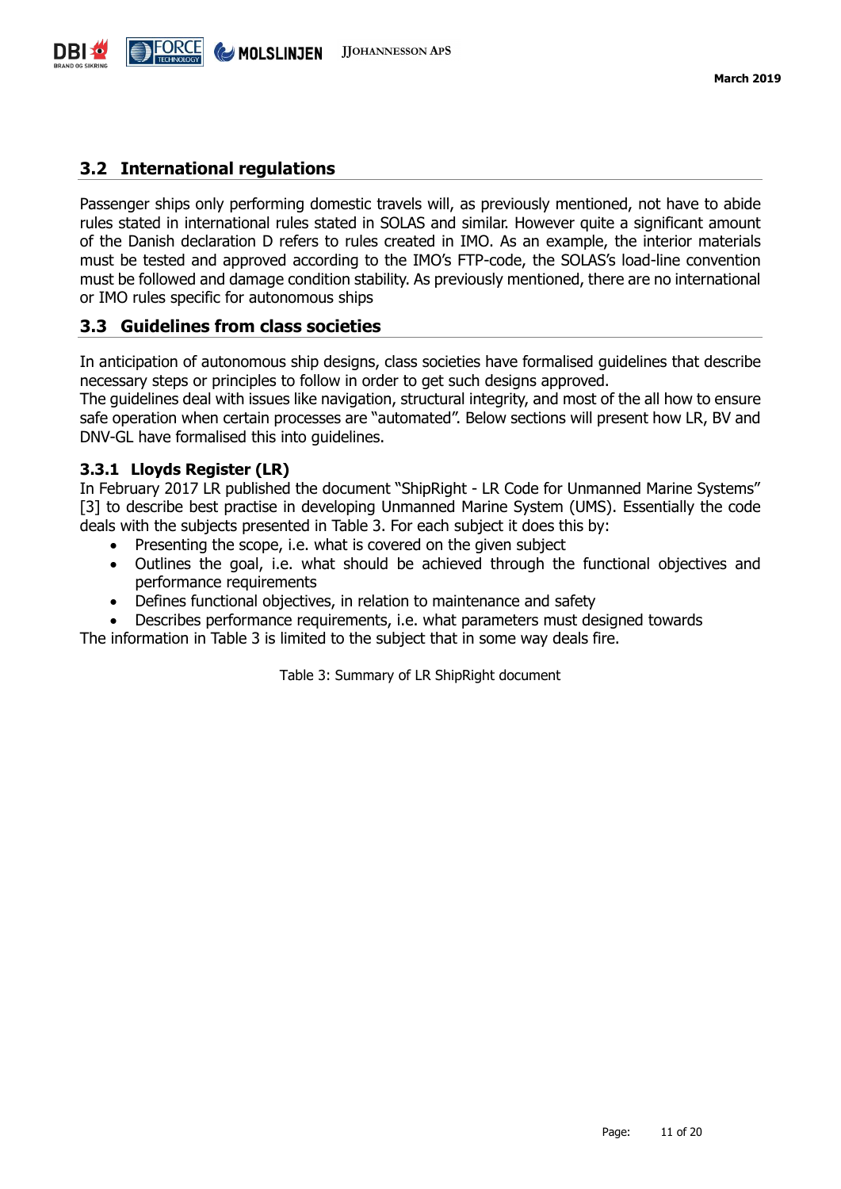## 3.2 International regulations

Passenger ships only performing domestic travels will, as previously mentioned, not have to abide rules stated in international rules stated in SOLAS and similar. However quite a significant amount of the Danish declaration D refers to rules created in IMO. As an example, the interior materials must be tested and approved according to the IMO's FTP-code, the SOLAS's load-line convention must be followed and damage condition stability. As previously mentioned, there are no international or IMO rules specific for autonomous ships

## 3.3 Guidelines from class societies

In anticipation of autonomous ship designs, class societies have formalised guidelines that describe necessary steps or principles to follow in order to get such designs approved.
The guidelines deal with issues like navigation, structural integrity, and most of the all how to ensure safe operation when certain processes are "automated". Below sections will present how LR, BV and DNV-GL have formalised this into guidelines.

### 3.3.1 Lloyds Register (LR)

In February 2017 LR published the document "ShipRight - LR Code for Unmanned Marine Systems" [3] to describe best practise in developing Unmanned Marine System (UMS). Essentially the code deals with the subjects presented in Table 3. For each subject it does this by:

- Presenting the scope, i.e. what is covered on the given subject
- Outlines the goal, i.e. what should be achieved through the functional objectives and performance requirements
- Defines functional objectives, in relation to maintenance and safety
- Describes performance requirements, i.e. what parameters must designed towards

The information in Table 3 is limited to the subject that in some way deals fire.

Table 3: Summary of LR ShipRight document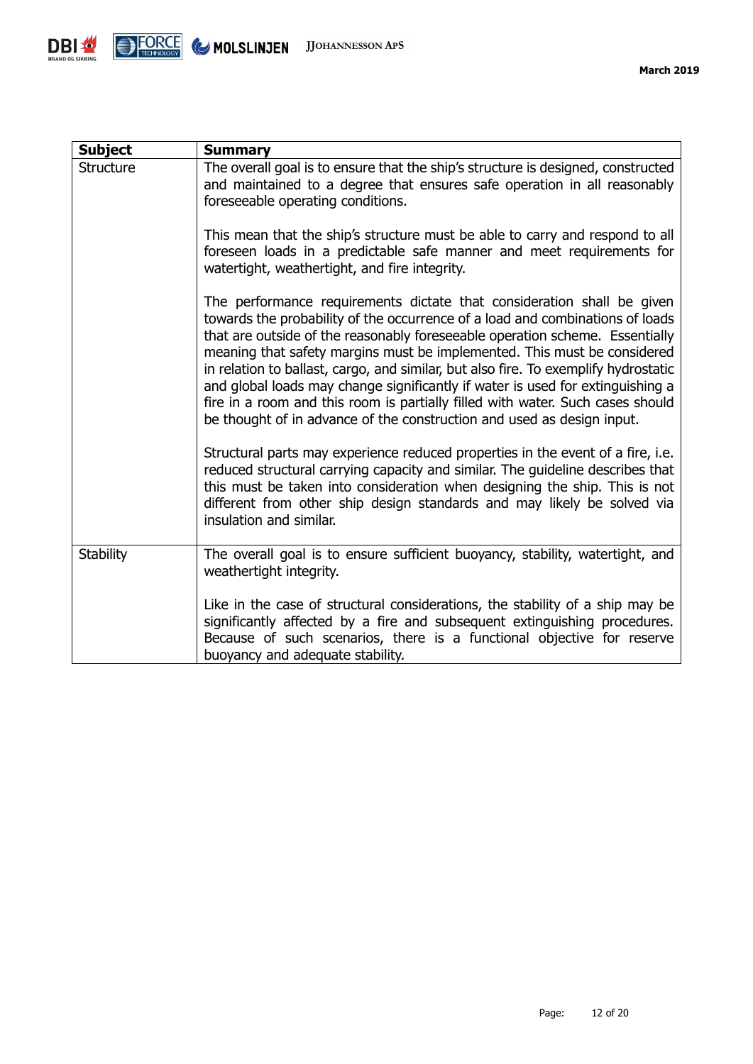| Subject | Summary |
|---|---|
| Structure | The overall goal is to ensure that the ship's structure is designed, constructed and maintained to a degree that ensures safe operation in all reasonably foreseeable operating conditions.<br><br>This mean that the ship's structure must be able to carry and respond to all foreseen loads in a predictable safe manner and meet requirements for watertight, weathertight, and fire integrity.<br><br>The performance requirements dictate that consideration shall be given towards the probability of the occurrence of a load and combinations of loads that are outside of the reasonably foreseeable operation scheme. Essentially meaning that safety margins must be implemented. This must be considered in relation to ballast, cargo, and similar, but also fire. To exemplify hydrostatic and global loads may change significantly if water is used for extinguishing a fire in a room and this room is partially filled with water. Such cases should be thought of in advance of the construction and used as design input.<br><br>Structural parts may experience reduced properties in the event of a fire, i.e. reduced structural carrying capacity and similar. The guideline describes that this must be taken into consideration when designing the ship. This is not different from other ship design standards and may likely be solved via insulation and similar. |
| Stability | The overall goal is to ensure sufficient buoyancy, stability, watertight, and weathertight integrity.<br><br>Like in the case of structural considerations, the stability of a ship may be significantly affected by a fire and subsequent extinguishing procedures. Because of such scenarios, there is a functional objective for reserve buoyancy and adequate stability. |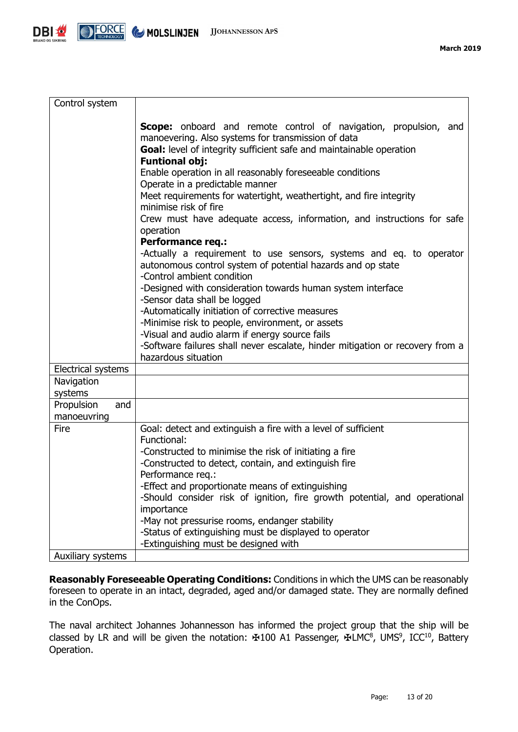| Control system | **Scope:** onboard and remote control of navigation, propulsion, and manoevering. Also systems for transmission of data<br>**Goal:** level of integrity sufficient safe and maintainable operation<br>**Funtional obj:**<br>Enable operation in all reasonably foreseeable conditions<br>Operate in a predictable manner<br>Meet requirements for watertight, weathertight, and fire integrity<br>minimise risk of fire<br>Crew must have adequate access, information, and instructions for safe operation<br>**Performance req.:**<br>-Actually a requirement to use sensors, systems and eq. to operator autonomous control system of potential hazards and op state<br>-Control ambient condition<br>-Designed with consideration towards human system interface<br>-Sensor data shall be logged<br>-Automatically initiation of corrective measures<br>-Minimise risk to people, environment, or assets<br>-Visual and audio alarm if energy source fails<br>-Software failures shall never escalate, hinder mitigation or recovery from a hazardous situation |
|---|---|
| Electrical systems | |
| Navigation systems | |
| Propulsion and manoeuvring | |
| Fire | Goal: detect and extinguish a fire with a level of sufficient<br>Functional:<br>-Constructed to minimise the risk of initiating a fire<br>-Constructed to detect, contain, and extinguish fire<br>Performance req.:<br>-Effect and proportionate means of extinguishing<br>-Should consider risk of ignition, fire growth potential, and operational importance<br>-May not pressurise rooms, endanger stability<br>-Status of extinguishing must be displayed to operator<br>-Extinguishing must be designed with |
| Auxiliary systems | |

**Reasonably Foreseeable Operating Conditions:** Conditions in which the UMS can be reasonably foreseen to operate in an intact, degraded, aged and/or damaged state. They are normally defined in the ConOps.

The naval architect Johannes Johannesson has informed the project group that the ship will be classed by LR and will be given the notation: ✠100 A1 Passenger, ✠LMC[8], UMS[9], ICC[10], Battery Operation.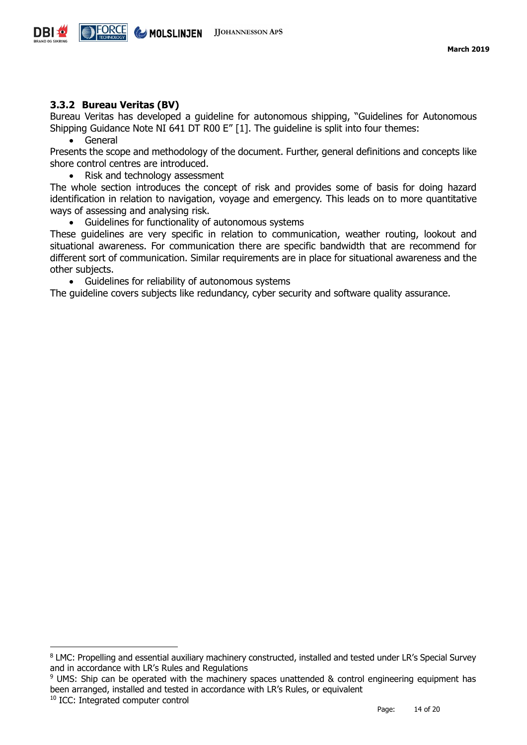### 3.3.2 Bureau Veritas (BV)

Bureau Veritas has developed a guideline for autonomous shipping, "Guidelines for Autonomous Shipping Guidance Note NI 641 DT R00 E" [1]. The guideline is split into four themes:

- General

Presents the scope and methodology of the document. Further, general definitions and concepts like shore control centres are introduced.

- Risk and technology assessment

The whole section introduces the concept of risk and provides some of basis for doing hazard identification in relation to navigation, voyage and emergency. This leads on to more quantitative ways of assessing and analysing risk.

- Guidelines for functionality of autonomous systems

These guidelines are very specific in relation to communication, weather routing, lookout and situational awareness. For communication there are specific bandwidth that are recommend for different sort of communication. Similar requirements are in place for situational awareness and the other subjects.

- Guidelines for reliability of autonomous systems

The guideline covers subjects like redundancy, cyber security and software quality assurance.

---

[8] LMC: Propelling and essential auxiliary machinery constructed, installed and tested under LR's Special Survey and in accordance with LR's Rules and Regulations

[9] UMS: Ship can be operated with the machinery spaces unattended & control engineering equipment has been arranged, installed and tested in accordance with LR's Rules, or equivalent

[10] ICC: Integrated computer control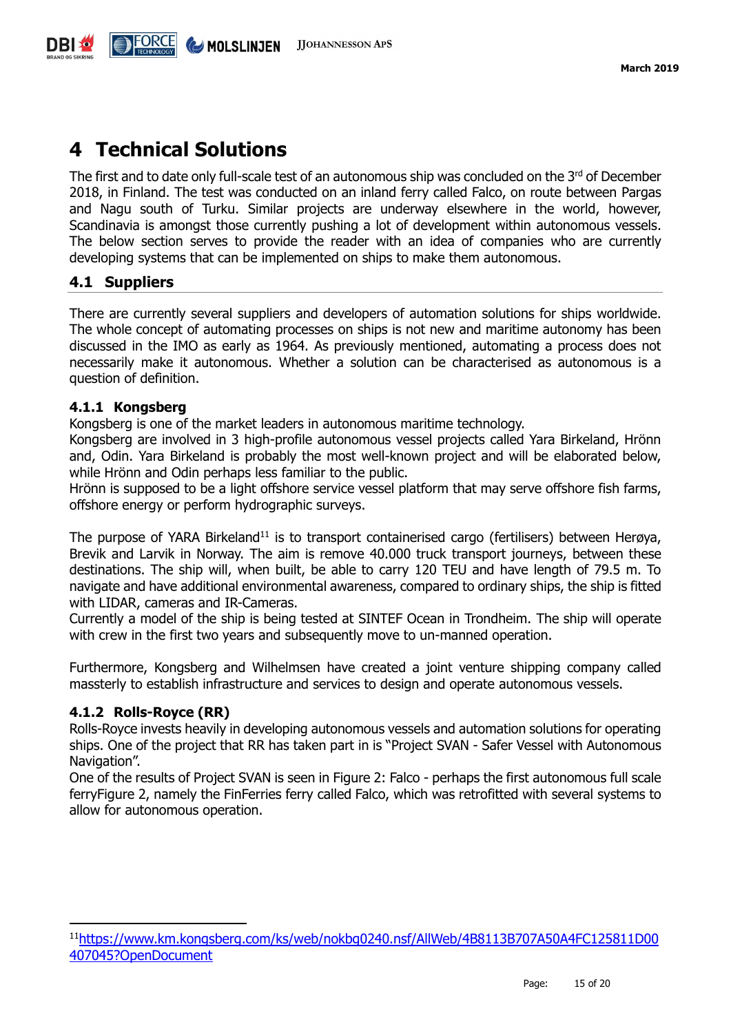# 4 Technical Solutions

The first and to date only full-scale test of an autonomous ship was concluded on the 3rd of December 2018, in Finland. The test was conducted on an inland ferry called Falco, on route between Pargas and Nagu south of Turku. Similar projects are underway elsewhere in the world, however, Scandinavia is amongst those currently pushing a lot of development within autonomous vessels. The below section serves to provide the reader with an idea of companies who are currently developing systems that can be implemented on ships to make them autonomous.

## 4.1 Suppliers

There are currently several suppliers and developers of automation solutions for ships worldwide. The whole concept of automating processes on ships is not new and maritime autonomy has been discussed in the IMO as early as 1964. As previously mentioned, automating a process does not necessarily make it autonomous. Whether a solution can be characterised as autonomous is a question of definition.

### 4.1.1 Kongsberg

Kongsberg is one of the market leaders in autonomous maritime technology.
Kongsberg are involved in 3 high-profile autonomous vessel projects called Yara Birkeland, Hrönn and, Odin. Yara Birkeland is probably the most well-known project and will be elaborated below, while Hrönn and Odin perhaps less familiar to the public.
Hrönn is supposed to be a light offshore service vessel platform that may serve offshore fish farms, offshore energy or perform hydrographic surveys.

The purpose of YARA Birkeland[11] is to transport containerised cargo (fertilisers) between Herøya, Brevik and Larvik in Norway. The aim is remove 40.000 truck transport journeys, between these destinations. The ship will, when built, be able to carry 120 TEU and have length of 79.5 m. To navigate and have additional environmental awareness, compared to ordinary ships, the ship is fitted with LIDAR, cameras and IR-Cameras.
Currently a model of the ship is being tested at SINTEF Ocean in Trondheim. The ship will operate with crew in the first two years and subsequently move to un-manned operation.

Furthermore, Kongsberg and Wilhelmsen have created a joint venture shipping company called massterly to establish infrastructure and services to design and operate autonomous vessels.

### 4.1.2 Rolls-Royce (RR)

Rolls-Royce invests heavily in developing autonomous vessels and automation solutions for operating ships. One of the project that RR has taken part in is "Project SVAN - Safer Vessel with Autonomous Navigation".
One of the results of Project SVAN is seen in Figure 2: Falco - perhaps the first autonomous full scale ferryFigure 2, namely the FinFerries ferry called Falco, which was retrofitted with several systems to allow for autonomous operation.

[11] https://www.km.kongsberg.com/ks/web/nokbg0240.nsf/AllWeb/4B8113B707A50A4FC125811D00407045?OpenDocument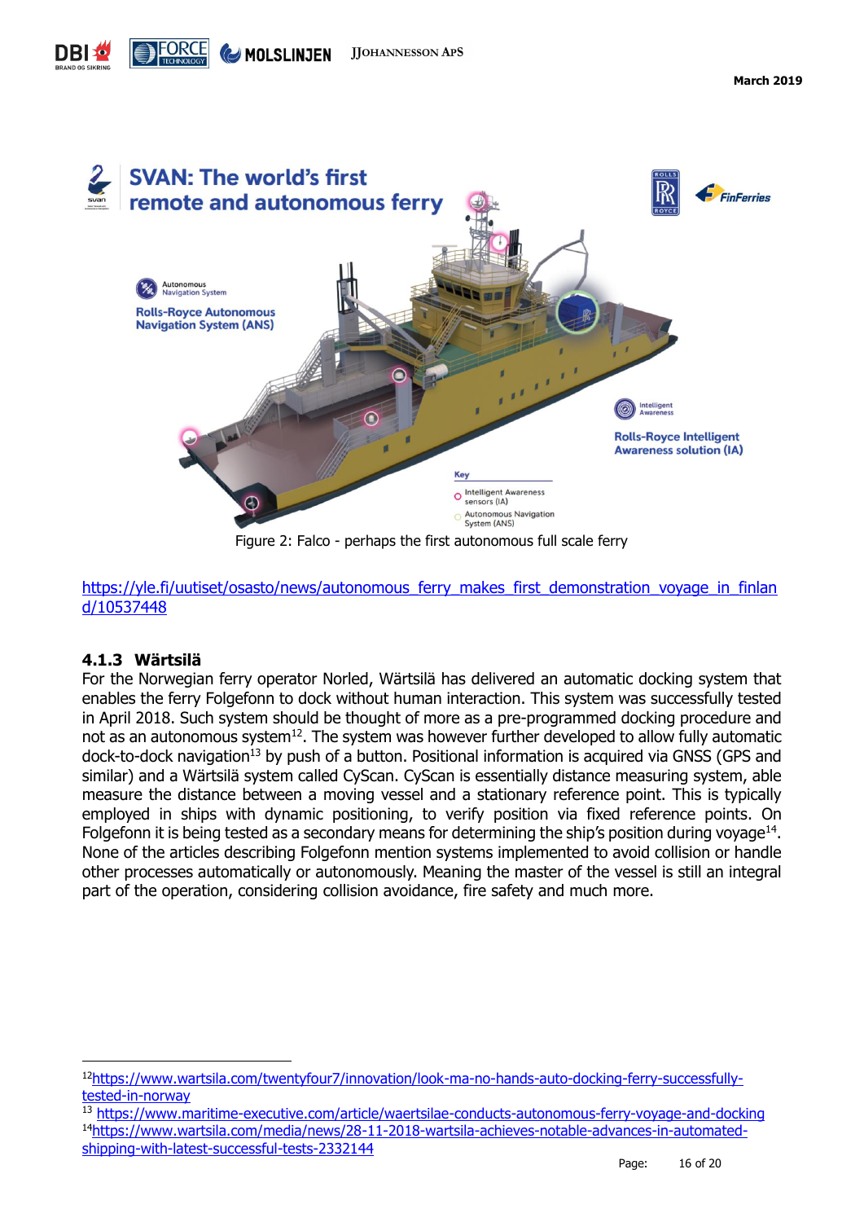Figure 2: Falco - perhaps the first autonomous full scale ferry

https://yle.fi/uutiset/osasto/news/autonomous_ferry_makes_first_demonstration_voyage_in_finland/10537448

### 4.1.3 Wärtsilä

For the Norwegian ferry operator Norled, Wärtsilä has delivered an automatic docking system that enables the ferry Folgefonn to dock without human interaction. This system was successfully tested in April 2018. Such system should be thought of more as a pre-programmed docking procedure and not as an autonomous system[12]. The system was however further developed to allow fully automatic dock-to-dock navigation[13] by push of a button. Positional information is acquired via GNSS (GPS and similar) and a Wärtsilä system called CyScan. CyScan is essentially distance measuring system, able measure the distance between a moving vessel and a stationary reference point. This is typically employed in ships with dynamic positioning, to verify position via fixed reference points. On Folgefonn it is being tested as a secondary means for determining the ship's position during voyage[14]. None of the articles describing Folgefonn mention systems implemented to avoid collision or handle other processes automatically or autonomously. Meaning the master of the vessel is still an integral part of the operation, considering collision avoidance, fire safety and much more.

---

[12] https://www.wartsila.com/twentyfour7/innovation/look-ma-no-hands-auto-docking-ferry-successfully-tested-in-norway

[13] https://www.maritime-executive.com/article/waertsilae-conducts-autonomous-ferry-voyage-and-docking

[14] https://www.wartsila.com/media/news/28-11-2018-wartsila-achieves-notable-advances-in-automated-shipping-with-latest-successful-tests-2332144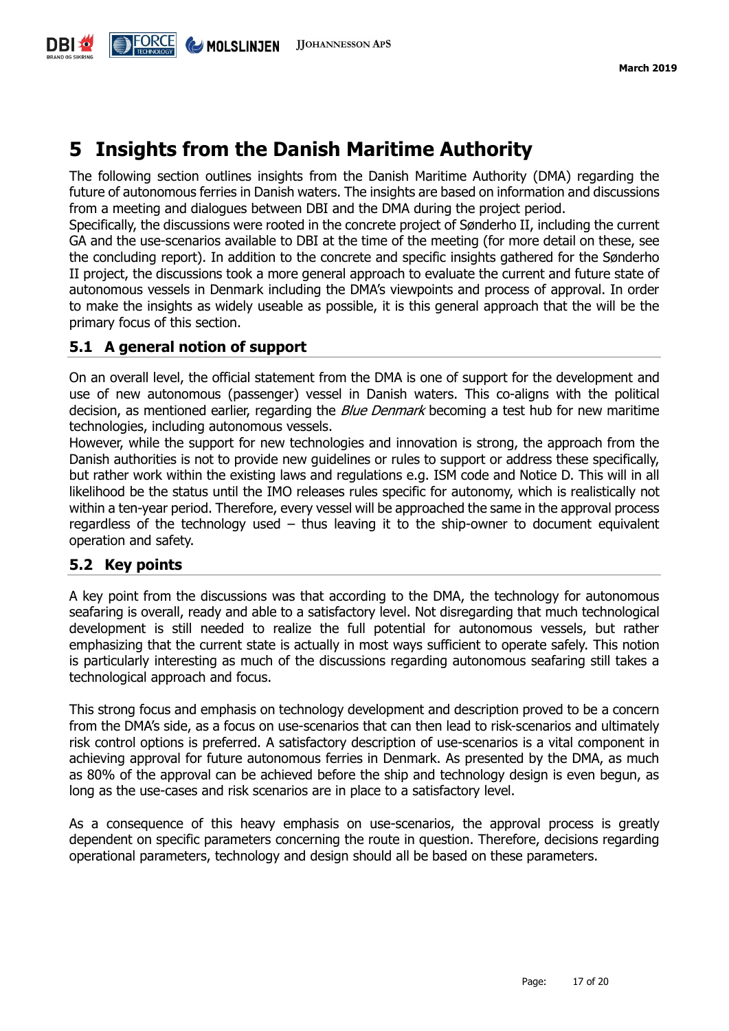# 5 Insights from the Danish Maritime Authority

The following section outlines insights from the Danish Maritime Authority (DMA) regarding the future of autonomous ferries in Danish waters. The insights are based on information and discussions from a meeting and dialogues between DBI and the DMA during the project period.
Specifically, the discussions were rooted in the concrete project of Sønderho II, including the current GA and the use-scenarios available to DBI at the time of the meeting (for more detail on these, see the concluding report). In addition to the concrete and specific insights gathered for the Sønderho II project, the discussions took a more general approach to evaluate the current and future state of autonomous vessels in Denmark including the DMA's viewpoints and process of approval. In order to make the insights as widely useable as possible, it is this general approach that the will be the primary focus of this section.

## 5.1 A general notion of support

On an overall level, the official statement from the DMA is one of support for the development and use of new autonomous (passenger) vessel in Danish waters. This co-aligns with the political decision, as mentioned earlier, regarding the *Blue Denmark* becoming a test hub for new maritime technologies, including autonomous vessels.
However, while the support for new technologies and innovation is strong, the approach from the Danish authorities is not to provide new guidelines or rules to support or address these specifically, but rather work within the existing laws and regulations e.g. ISM code and Notice D. This will in all likelihood be the status until the IMO releases rules specific for autonomy, which is realistically not within a ten-year period. Therefore, every vessel will be approached the same in the approval process regardless of the technology used – thus leaving it to the ship-owner to document equivalent operation and safety.

## 5.2 Key points

A key point from the discussions was that according to the DMA, the technology for autonomous seafaring is overall, ready and able to a satisfactory level. Not disregarding that much technological development is still needed to realize the full potential for autonomous vessels, but rather emphasizing that the current state is actually in most ways sufficient to operate safely. This notion is particularly interesting as much of the discussions regarding autonomous seafaring still takes a technological approach and focus.

This strong focus and emphasis on technology development and description proved to be a concern from the DMA's side, as a focus on use-scenarios that can then lead to risk-scenarios and ultimately risk control options is preferred. A satisfactory description of use-scenarios is a vital component in achieving approval for future autonomous ferries in Denmark. As presented by the DMA, as much as 80% of the approval can be achieved before the ship and technology design is even begun, as long as the use-cases and risk scenarios are in place to a satisfactory level.

As a consequence of this heavy emphasis on use-scenarios, the approval process is greatly dependent on specific parameters concerning the route in question. Therefore, decisions regarding operational parameters, technology and design should all be based on these parameters.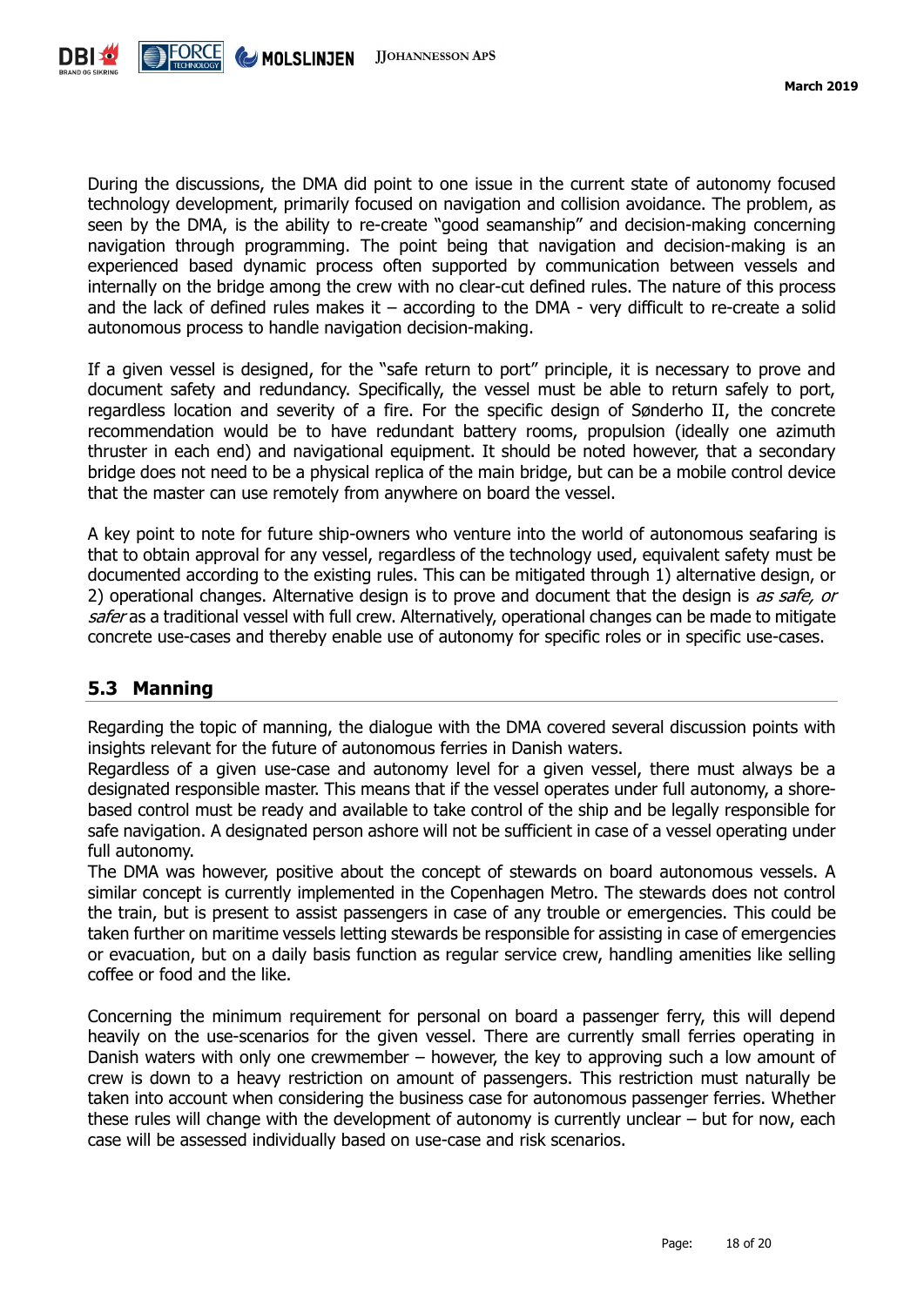During the discussions, the DMA did point to one issue in the current state of autonomy focused technology development, primarily focused on navigation and collision avoidance. The problem, as seen by the DMA, is the ability to re-create "good seamanship" and decision-making concerning navigation through programming. The point being that navigation and decision-making is an experienced based dynamic process often supported by communication between vessels and internally on the bridge among the crew with no clear-cut defined rules. The nature of this process and the lack of defined rules makes it – according to the DMA - very difficult to re-create a solid autonomous process to handle navigation decision-making.

If a given vessel is designed, for the "safe return to port" principle, it is necessary to prove and document safety and redundancy. Specifically, the vessel must be able to return safely to port, regardless location and severity of a fire. For the specific design of Sønderho II, the concrete recommendation would be to have redundant battery rooms, propulsion (ideally one azimuth thruster in each end) and navigational equipment. It should be noted however, that a secondary bridge does not need to be a physical replica of the main bridge, but can be a mobile control device that the master can use remotely from anywhere on board the vessel.

A key point to note for future ship-owners who venture into the world of autonomous seafaring is that to obtain approval for any vessel, regardless of the technology used, equivalent safety must be documented according to the existing rules. This can be mitigated through 1) alternative design, or 2) operational changes. Alternative design is to prove and document that the design is *as safe, or safer* as a traditional vessel with full crew. Alternatively, operational changes can be made to mitigate concrete use-cases and thereby enable use of autonomy for specific roles or in specific use-cases.

## 5.3 Manning

Regarding the topic of manning, the dialogue with the DMA covered several discussion points with insights relevant for the future of autonomous ferries in Danish waters.
Regardless of a given use-case and autonomy level for a given vessel, there must always be a designated responsible master. This means that if the vessel operates under full autonomy, a shore-based control must be ready and available to take control of the ship and be legally responsible for safe navigation. A designated person ashore will not be sufficient in case of a vessel operating under full autonomy.
The DMA was however, positive about the concept of stewards on board autonomous vessels. A similar concept is currently implemented in the Copenhagen Metro. The stewards does not control the train, but is present to assist passengers in case of any trouble or emergencies. This could be taken further on maritime vessels letting stewards be responsible for assisting in case of emergencies or evacuation, but on a daily basis function as regular service crew, handling amenities like selling coffee or food and the like.

Concerning the minimum requirement for personal on board a passenger ferry, this will depend heavily on the use-scenarios for the given vessel. There are currently small ferries operating in Danish waters with only one crewmember – however, the key to approving such a low amount of crew is down to a heavy restriction on amount of passengers. This restriction must naturally be taken into account when considering the business case for autonomous passenger ferries. Whether these rules will change with the development of autonomy is currently unclear – but for now, each case will be assessed individually based on use-case and risk scenarios.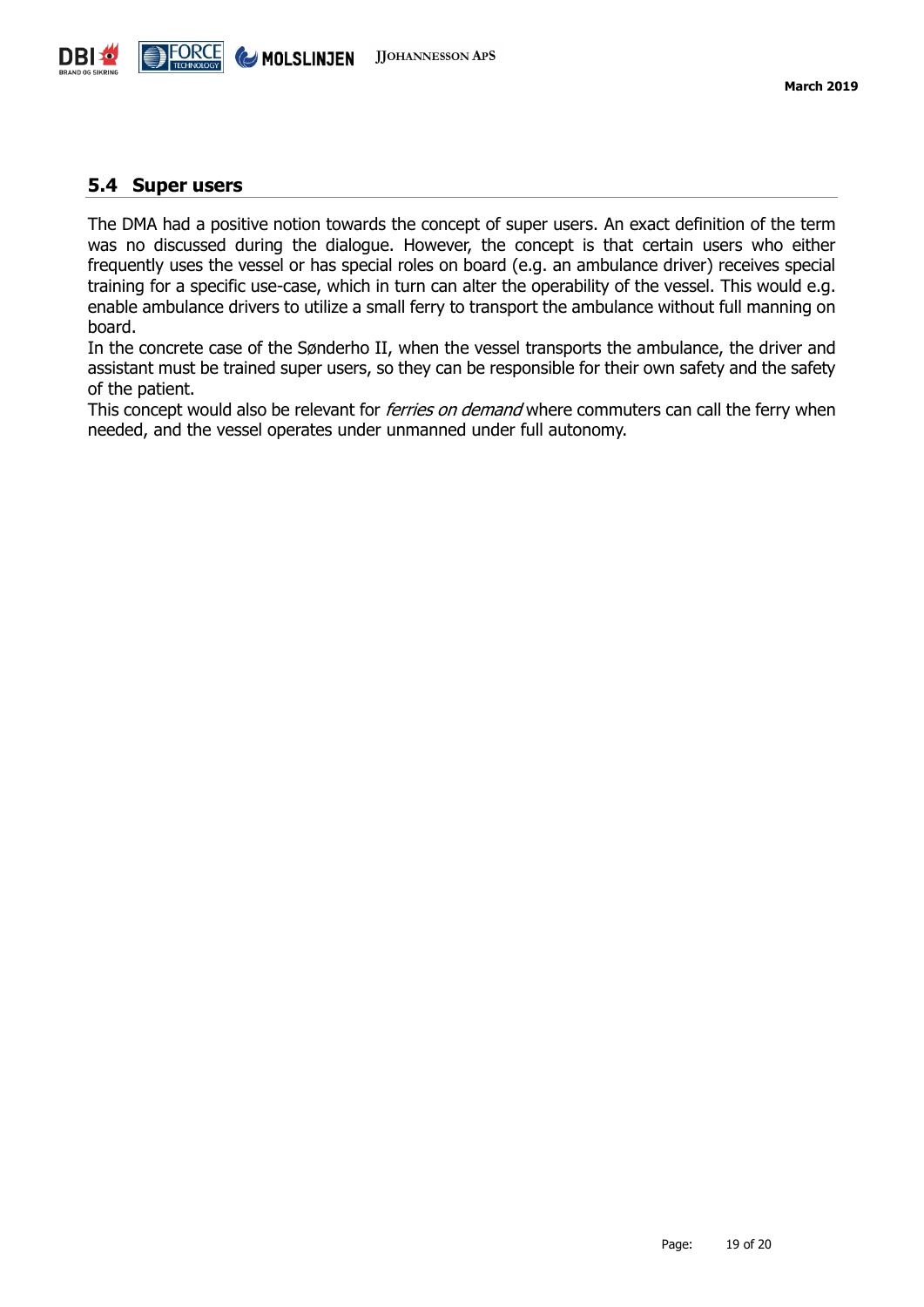## 5.4 Super users

The DMA had a positive notion towards the concept of super users. An exact definition of the term was no discussed during the dialogue. However, the concept is that certain users who either frequently uses the vessel or has special roles on board (e.g. an ambulance driver) receives special training for a specific use-case, which in turn can alter the operability of the vessel. This would e.g. enable ambulance drivers to utilize a small ferry to transport the ambulance without full manning on board.

In the concrete case of the Sønderho II, when the vessel transports the ambulance, the driver and assistant must be trained super users, so they can be responsible for their own safety and the safety of the patient.

This concept would also be relevant for *ferries on demand* where commuters can call the ferry when needed, and the vessel operates under unmanned under full autonomy.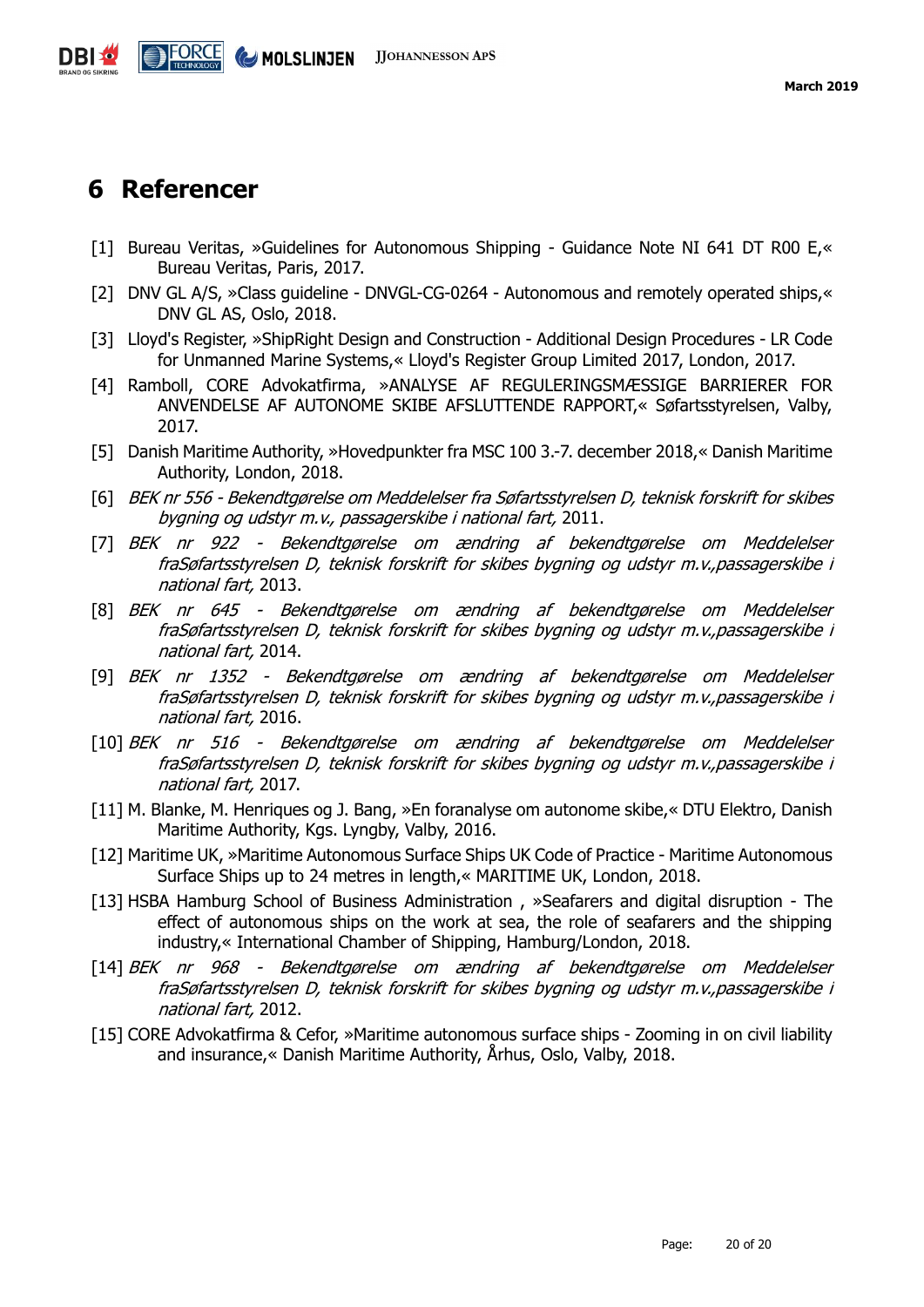# 6 Referencer

[1] Bureau Veritas, »Guidelines for Autonomous Shipping - Guidance Note NI 641 DT R00 E,« Bureau Veritas, Paris, 2017.

[2] DNV GL A/S, »Class guideline - DNVGL-CG-0264 - Autonomous and remotely operated ships,« DNV GL AS, Oslo, 2018.

[3] Lloyd's Register, »ShipRight Design and Construction - Additional Design Procedures - LR Code for Unmanned Marine Systems,« Lloyd's Register Group Limited 2017, London, 2017.

[4] Ramboll, CORE Advokatfirma, »ANALYSE AF REGULERINGSMÆSSIGE BARRIERER FOR ANVENDELSE AF AUTONOME SKIBE AFSLUTTENDE RAPPORT,« Søfartsstyrelsen, Valby, 2017.

[5] Danish Maritime Authority, »Hovedpunkter fra MSC 100 3.-7. december 2018,« Danish Maritime Authority, London, 2018.

[6] *BEK nr 556 - Bekendtgørelse om Meddelelser fra Søfartsstyrelsen D, teknisk forskrift for skibes bygning og udstyr m.v., passagerskibe i national fart,* 2011.

[7] *BEK nr 922 - Bekendtgørelse om ændring af bekendtgørelse om Meddelelser fraSøfartsstyrelsen D, teknisk forskrift for skibes bygning og udstyr m.v.,passagerskibe i national fart,* 2013.

[8] *BEK nr 645 - Bekendtgørelse om ændring af bekendtgørelse om Meddelelser fraSøfartsstyrelsen D, teknisk forskrift for skibes bygning og udstyr m.v.,passagerskibe i national fart,* 2014.

[9] *BEK nr 1352 - Bekendtgørelse om ændring af bekendtgørelse om Meddelelser fraSøfartsstyrelsen D, teknisk forskrift for skibes bygning og udstyr m.v.,passagerskibe i national fart,* 2016.

[10] *BEK nr 516 - Bekendtgørelse om ændring af bekendtgørelse om Meddelelser fraSøfartsstyrelsen D, teknisk forskrift for skibes bygning og udstyr m.v.,passagerskibe i national fart,* 2017.

[11] M. Blanke, M. Henriques og J. Bang, »En foranalyse om autonome skibe,« DTU Elektro, Danish Maritime Authority, Kgs. Lyngby, Valby, 2016.

[12] Maritime UK, »Maritime Autonomous Surface Ships UK Code of Practice - Maritime Autonomous Surface Ships up to 24 metres in length,« MARITIME UK, London, 2018.

[13] HSBA Hamburg School of Business Administration , »Seafarers and digital disruption - The effect of autonomous ships on the work at sea, the role of seafarers and the shipping industry,« International Chamber of Shipping, Hamburg/London, 2018.

[14] *BEK nr 968 - Bekendtgørelse om ændring af bekendtgørelse om Meddelelser fraSøfartsstyrelsen D, teknisk forskrift for skibes bygning og udstyr m.v.,passagerskibe i national fart,* 2012.

[15] CORE Advokatfirma & Cefor, »Maritime autonomous surface ships - Zooming in on civil liability and insurance,« Danish Maritime Authority, Århus, Oslo, Valby, 2018.